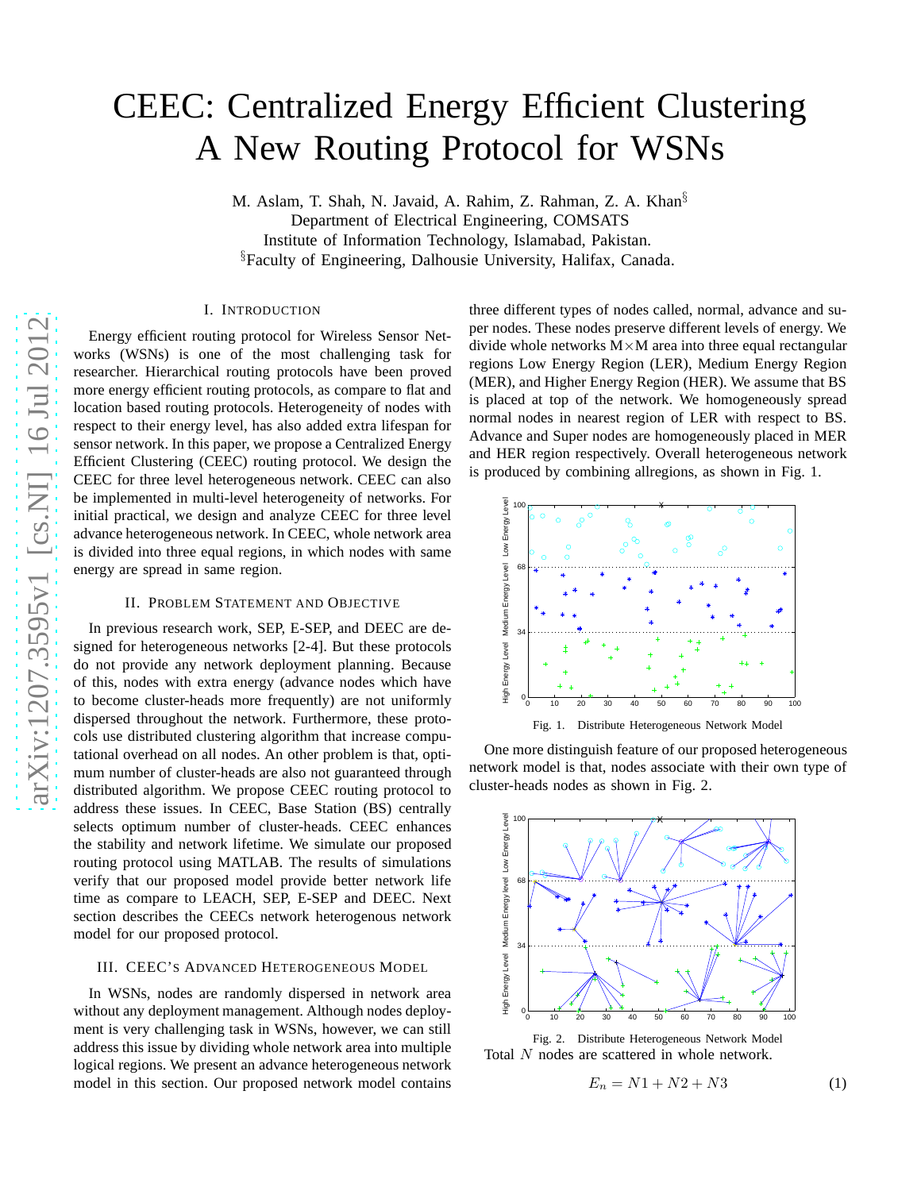# CEEC: Centralized Energy Efficient Clustering A New Routing Protocol for WSNs

M. Aslam, T. Shah, N. Javaid, A. Rahim, Z. Rahman, Z. A. Khan[§]
Department of Electrical Engineering, COMSATS
Institute of Information Technology, Islamabad, Pakistan.
[§]Faculty of Engineering, Dalhousie University, Halifax, Canada.

## I. Introduction

Energy efficient routing protocol for Wireless Sensor Networks (WSNs) is one of the most challenging task for researcher. Hierarchical routing protocols have been proved more energy efficient routing protocols, as compare to flat and location based routing protocols. Heterogeneity of nodes with respect to their energy level, has also added extra lifespan for sensor network. In this paper, we propose a Centralized Energy Efficient Clustering (CEEC) routing protocol. We design the CEEC for three level heterogeneous network. CEEC can also be implemented in multi-level heterogeneity of networks. For initial practical, we design and analyze CEEC for three level advance heterogeneous network. In CEEC, whole network area is divided into three equal regions, in which nodes with same energy are spread in same region.

## II. Problem Statement and Objective

In previous research work, SEP, E-SEP, and DEEC are designed for heterogeneous networks [2-4]. But these protocols do not provide any network deployment planning. Because of this, nodes with extra energy (advance nodes which have to become cluster-heads more frequently) are not uniformly dispersed throughout the network. Furthermore, these protocols use distributed clustering algorithm that increase computational overhead on all nodes. An other problem is that, optimum number of cluster-heads are also not guaranteed through distributed algorithm. We propose CEEC routing protocol to address these issues. In CEEC, Base Station (BS) centrally selects optimum number of cluster-heads. CEEC enhances the stability and network lifetime. We simulate our proposed routing protocol using MATLAB. The results of simulations verify that our proposed model provide better network life time as compare to LEACH, SEP, E-SEP and DEEC. Next section describes the CEECs network heterogenous network model for our proposed protocol.

## III. CEEC's Advanced Heterogeneous Model

In WSNs, nodes are randomly dispersed in network area without any deployment management. Although nodes deployment is very challenging task in WSNs, however, we can still address this issue by dividing whole network area into multiple logical regions. We present an advance heterogeneous network model in this section. Our proposed network model contains three different types of nodes called, normal, advance and super nodes. These nodes preserve different levels of energy. We divide whole networks $M \times M$ area into three equal rectangular regions Low Energy Region (LER), Medium Energy Region (MER), and Higher Energy Region (HER). We assume that BS is placed at top of the network. We homogeneously spread normal nodes in nearest region of LER with respect to BS. Advance and Super nodes are homogeneously placed in MER and HER region respectively. Overall heterogeneous network is produced by combining allregions, as shown in Fig. 1.

High Energy Level
Medium Energy Level
Low Energy Level
0
34
68
100
0 10 20 30 40 50 60 70 80 90 100

Fig. 1. Distribute Heterogeneous Network Model

One more distinguish feature of our proposed heterogeneous network model is that, nodes associate with their own type of cluster-heads nodes as shown in Fig. 2.

High Energy Level
Medium Energy level
Low Energy Level
0
34
68
100
0 10 20 30 40 50 60 70 80 90 100

Fig. 2. Distribute Heterogeneous Network Model

Total $N$ nodes are scattered in whole network.

$$E_n = N1 + N2 + N3 \tag{1}$$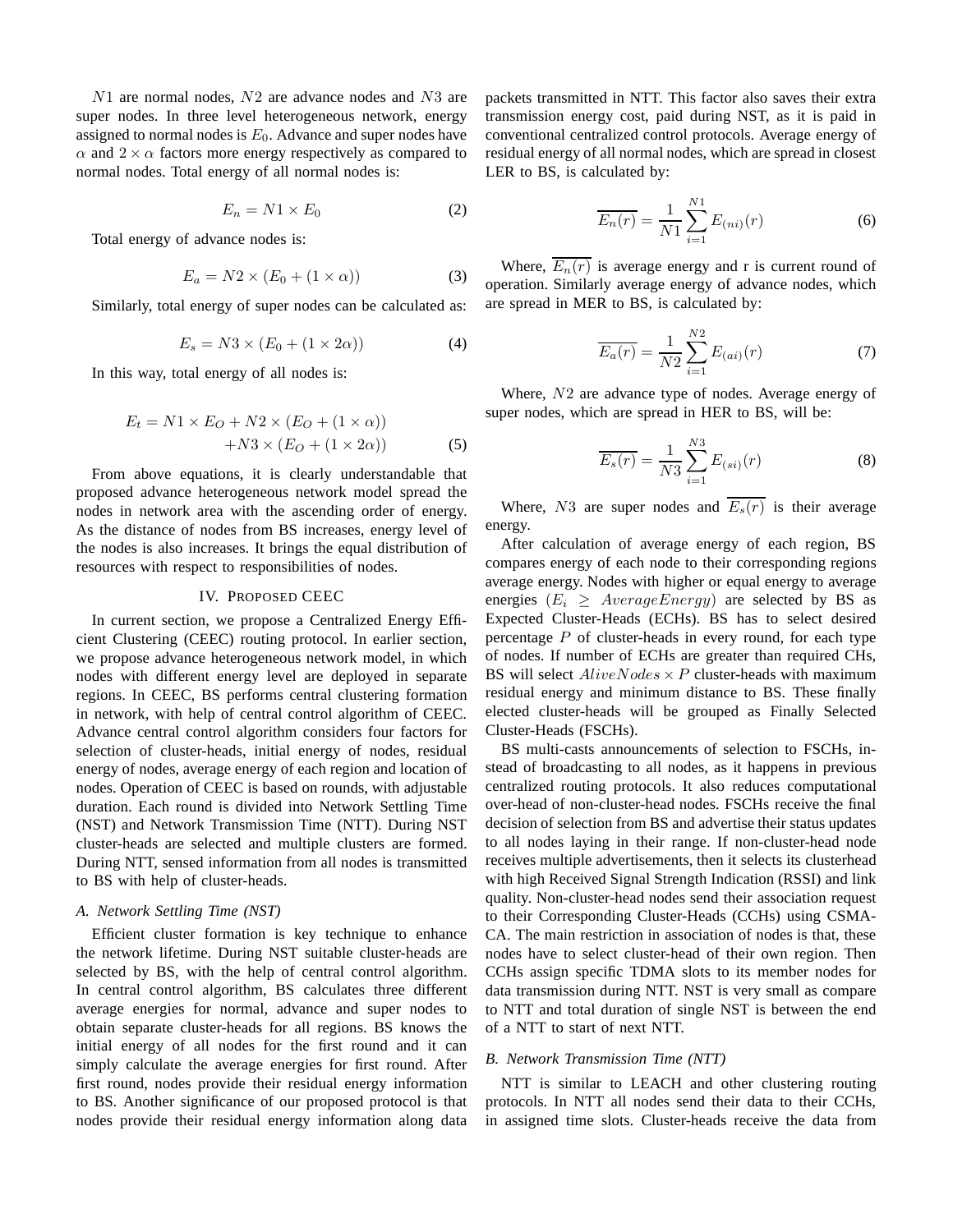$N1$ are normal nodes, $N2$ are advance nodes and $N3$ are super nodes. In three level heterogeneous network, energy assigned to normal nodes is $E_0$. Advance and super nodes have $\alpha$ and $2 \times \alpha$ factors more energy respectively as compared to normal nodes. Total energy of all normal nodes is:

$$E_n = N1 \times E_0 \tag{2}$$

Total energy of advance nodes is:

$$E_a = N2 \times (E_0 + (1 \times \alpha)) \tag{3}$$

Similarly, total energy of super nodes can be calculated as:

$$E_s = N3 \times (E_0 + (1 \times 2\alpha)) \tag{4}$$

In this way, total energy of all nodes is:

$$\begin{aligned} E_t = N1 \times E_O + N2 \times (E_O + (1 \times \alpha)) \\ + N3 \times (E_O + (1 \times 2\alpha)) \end{aligned} \tag{5}$$

From above equations, it is clearly understandable that proposed advance heterogeneous network model spread the nodes in network area with the ascending order of energy. As the distance of nodes from BS increases, energy level of the nodes is also increases. It brings the equal distribution of resources with respect to responsibilities of nodes.

## IV. Proposed CEEC

In current section, we propose a Centralized Energy Efficient Clustering (CEEC) routing protocol. In earlier section, we propose advance heterogeneous network model, in which nodes with different energy level are deployed in separate regions. In CEEC, BS performs central clustering formation in network, with help of central control algorithm of CEEC. Advance central control algorithm considers four factors for selection of cluster-heads, initial energy of nodes, residual energy of nodes, average energy of each region and location of nodes. Operation of CEEC is based on rounds, with adjustable duration. Each round is divided into Network Settling Time (NST) and Network Transmission Time (NTT). During NST cluster-heads are selected and multiple clusters are formed. During NTT, sensed information from all nodes is transmitted to BS with help of cluster-heads.

### A. Network Settling Time (NST)

Efficient cluster formation is key technique to enhance the network lifetime. During NST suitable cluster-heads are selected by BS, with the help of central control algorithm. In central control algorithm, BS calculates three different average energies for normal, advance and super nodes to obtain separate cluster-heads for all regions. BS knows the initial energy of all nodes for the first round and it can simply calculate the average energies for first round. After first round, nodes provide their residual energy information to BS. Another significance of our proposed protocol is that nodes provide their residual energy information along data packets transmitted in NTT. This factor also saves their extra transmission energy cost, paid during NST, as it is paid in conventional centralized control protocols. Average energy of residual energy of all normal nodes, which are spread in closest LER to BS, is calculated by:

$$\overline{E_n(r)} = \frac{1}{N1} \sum_{i=1}^{N1} E_{(ni)}(r) \tag{6}$$

Where, $\overline{E_n(r)}$ is average energy and r is current round of operation. Similarly average energy of advance nodes, which are spread in MER to BS, is calculated by:

$$\overline{E_a(r)} = \frac{1}{N2} \sum_{i=1}^{N2} E_{(ai)}(r) \tag{7}$$

Where, $N2$ are advance type of nodes. Average energy of super nodes, which are spread in HER to BS, will be:

$$\overline{E_s(r)} = \frac{1}{N3} \sum_{i=1}^{N3} E_{(si)}(r) \tag{8}$$

Where, $N3$ are super nodes and $\overline{E_s(r)}$ is their average energy.

After calculation of average energy of each region, BS compares energy of each node to their corresponding regions average energy. Nodes with higher or equal energy to average energies ($E_i \geq AverageEnergy$) are selected by BS as Expected Cluster-Heads (ECHs). BS has to select desired percentage $P$ of cluster-heads in every round, for each type of nodes. If number of ECHs are greater than required CHs, BS will select $AliveNodes \times P$ cluster-heads with maximum residual energy and minimum distance to BS. These finally elected cluster-heads will be grouped as Finally Selected Cluster-Heads (FSCHs).

BS multi-casts announcements of selection to FSCHs, instead of broadcasting to all nodes, as it happens in previous centralized routing protocols. It also reduces computational over-head of non-cluster-head nodes. FSCHs receive the final decision of selection from BS and advertise their status updates to all nodes laying in their range. If non-cluster-head node receives multiple advertisements, then it selects its clusterhead with high Received Signal Strength Indication (RSSI) and link quality. Non-cluster-head nodes send their association request to their Corresponding Cluster-Heads (CCHs) using CSMA-CA. The main restriction in association of nodes is that, these nodes have to select cluster-head of their own region. Then CCHs assign specific TDMA slots to its member nodes for data transmission during NTT. NST is very small as compare to NTT and total duration of single NST is between the end of a NTT to start of next NTT.

### B. Network Transmission Time (NTT)

NTT is similar to LEACH and other clustering routing protocols. In NTT all nodes send their data to their CCHs, in assigned time slots. Cluster-heads receive the data from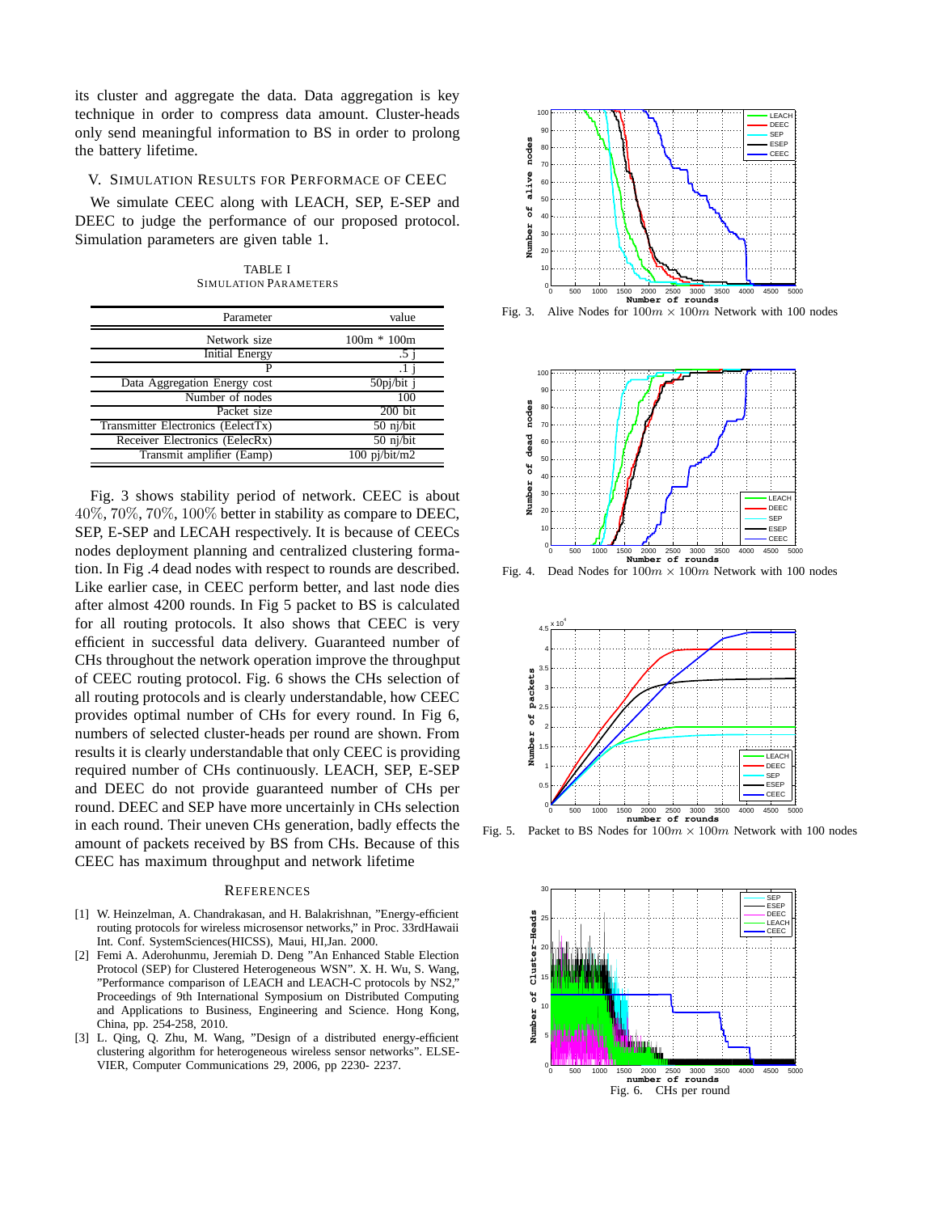its cluster and aggregate the data. Data aggregation is key technique in order to compress data amount. Cluster-heads only send meaningful information to BS in order to prolong the battery lifetime.

## V. Simulation Results for Performace of CEEC

We simulate CEEC along with LEACH, SEP, E-SEP and DEEC to judge the performance of our proposed protocol. Simulation parameters are given table 1.

TABLE I
SIMULATION PARAMETERS

| Parameter | value |
|---|---|
| Network size | 100m * 100m |
| Initial Energy | .5 j |
| P | .1 j |
| Data Aggregation Energy cost | 50pj/bit j |
| Number of nodes | 100 |
| Packet size | 200 bit |
| Transmitter Electronics (EelectTx) | 50 nj/bit |
| Receiver Electronics (EelecRx) | 50 nj/bit |
| Transmit amplifier (Eamp) | 100 pj/bit/m2 |

Fig. 3 shows stability period of network. CEEC is about $40\%$, $70\%$, $70\%$, $100\%$ better in stability as compare to DEEC, SEP, E-SEP and LECAH respectively. It is because of CEECs nodes deployment planning and centralized clustering formation. In Fig .4 dead nodes with respect to rounds are described. Like earlier case, in CEEC perform better, and last node dies after almost 4200 rounds. In Fig 5 packet to BS is calculated for all routing protocols. It also shows that CEEC is very efficient in successful data delivery. Guaranteed number of CHs throughout the network operation improve the throughput of CEEC routing protocol. Fig. 6 shows the CHs selection of all routing protocols and is clearly understandable, how CEEC provides optimal number of CHs for every round. In Fig 6, numbers of selected cluster-heads per round are shown. From results it is clearly understandable that only CEEC is providing required number of CHs continuously. LEACH, SEP, E-SEP and DEEC do not provide guaranteed number of CHs per round. DEEC and SEP have more uncertainly in CHs selection in each round. Their uneven CHs generation, badly effects the amount of packets received by BS from CHs. Because of this CEEC has maximum throughput and network lifetime

Number of alive nodes
Number of rounds
LEACH
DEEC
SEP
ESEP
CEEC

Fig. 3. Alive Nodes for $100m \times 100m$ Network with 100 nodes

Number of dead nodes
Number of rounds
LEACH
DEEC
SEP
ESEP
CEEC

Fig. 4. Dead Nodes for $100m \times 100m$ Network with 100 nodes

x 10^4
Number of packets
number of rounds
LEACH
DEEC
SEP
ESEP
CEEC

Fig. 5. Packet to BS Nodes for $100m \times 100m$ Network with 100 nodes

Number of Cluster-Heads
number of rounds
SEP
ESEP
DEEC
LEACH
CEEC

Fig. 6. CHs per round

## References

[1] W. Heinzelman, A. Chandrakasan, and H. Balakrishnan, "Energy-efficient routing protocols for wireless microsensor networks," in Proc. 33rdHawaii Int. Conf. SystemSciences(HICSS), Maui, HI,Jan. 2000.

[2] Femi A. Aderohunmu, Jeremiah D. Deng "An Enhanced Stable Election Protocol (SEP) for Clustered Heterogeneous WSN". X. H. Wu, S. Wang, "Performance comparison of LEACH and LEACH-C protocols by NS2," Proceedings of 9th International Symposium on Distributed Computing and Applications to Business, Engineering and Science. Hong Kong, China, pp. 254-258, 2010.

[3] L. Qing, Q. Zhu, M. Wang, "Design of a distributed energy-efficient clustering algorithm for heterogeneous wireless sensor networks". ELSEVIER, Computer Communications 29, 2006, pp 2230- 2237.